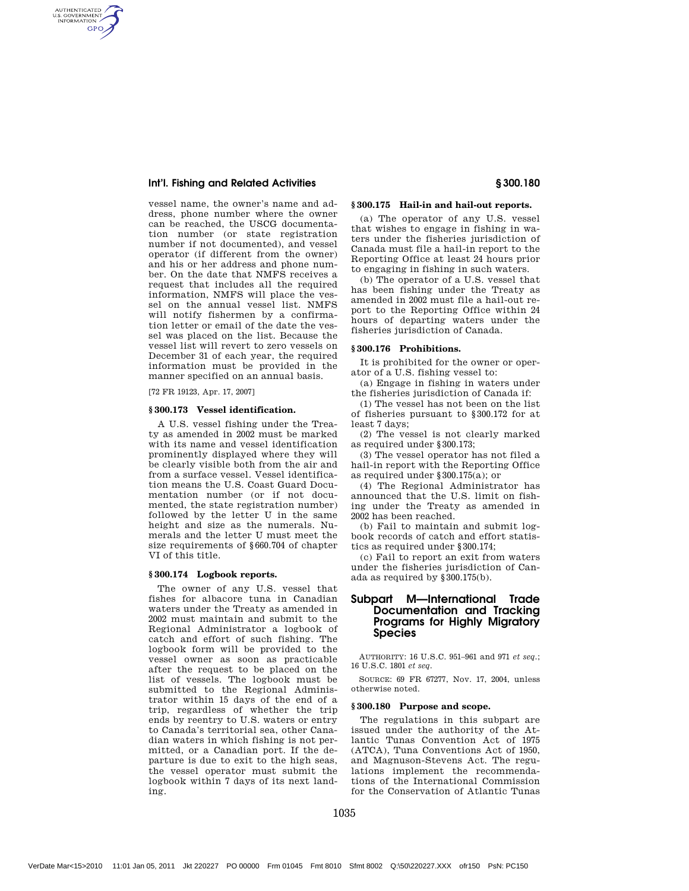vessel name, the owner's name and address, phone number where the owner can be reached, the USCG documentation number (or state registration number if not documented), and vessel operator (if different from the owner) and his or her address and phone number. On the date that NMFS receives a request that includes all the required information, NMFS will place the vessel on the annual vessel list. NMFS will notify fishermen by a confirmation letter or email of the date the vessel was placed on the list. Because the vessel list will revert to zero vessels on December 31 of each year, the required information must be provided in the manner specified on an annual basis.

[72 FR 19123, Apr. 17, 2007]

### § 300.173 Vessel identification.

A U.S. vessel fishing under the Treaty as amended in 2002 must be marked with its name and vessel identification prominently displayed where they will be clearly visible both from the air and from a surface vessel. Vessel identification means the U.S. Coast Guard Documentation number (or if not documented, the state registration number) followed by the letter U in the same height and size as the numerals. Numerals and the letter U must meet the size requirements of § 660.704 of chapter VI of this title.

### § 300.174 Logbook reports.

The owner of any U.S. vessel that fishes for albacore tuna in Canadian waters under the Treaty as amended in 2002 must maintain and submit to the Regional Administrator a logbook of catch and effort of such fishing. The logbook form will be provided to the vessel owner as soon as practicable after the request to be placed on the list of vessels. The logbook must be submitted to the Regional Administrator within 15 days of the end of a trip, regardless of whether the trip ends by reentry to U.S. waters or entry to Canada's territorial sea, other Canadian waters in which fishing is not permitted, or a Canadian port. If the departure is due to exit to the high seas, the vessel operator must submit the logbook within 7 days of its next landing.

### § 300.175 Hail-in and hail-out reports.

(a) The operator of any U.S. vessel that wishes to engage in fishing in waters under the fisheries jurisdiction of Canada must file a hail-in report to the Reporting Office at least 24 hours prior to engaging in fishing in such waters.

(b) The operator of a U.S. vessel that has been fishing under the Treaty as amended in 2002 must file a hail-out report to the Reporting Office within 24 hours of departing waters under the fisheries jurisdiction of Canada.

### § 300.176 Prohibitions.

It is prohibited for the owner or operator of a U.S. fishing vessel to:

(a) Engage in fishing in waters under the fisheries jurisdiction of Canada if:

(1) The vessel has not been on the list of fisheries pursuant to § 300.172 for at least 7 days;

(2) The vessel is not clearly marked as required under § 300.173;

(3) The vessel operator has not filed a hail-in report with the Reporting Office as required under § 300.175(a); or

(4) The Regional Administrator has announced that the U.S. limit on fishing under the Treaty as amended in 2002 has been reached.

(b) Fail to maintain and submit logbook records of catch and effort statistics as required under § 300.174;

(c) Fail to report an exit from waters under the fisheries jurisdiction of Canada as required by § 300.175(b).

## Subpart M—International Trade Documentation and Tracking Programs for Highly Migratory Species

AUTHORITY: 16 U.S.C. 951–961 and 971 *et seq.*; 16 U.S.C. 1801 *et seq.*

SOURCE: 69 FR 67277, Nov. 17, 2004, unless otherwise noted.

### § 300.180 Purpose and scope.

The regulations in this subpart are issued under the authority of the Atlantic Tunas Convention Act of 1975 (ATCA), Tuna Conventions Act of 1950, and Magnuson-Stevens Act. The regulations implement the recommendations of the International Commission for the Conservation of Atlantic Tunas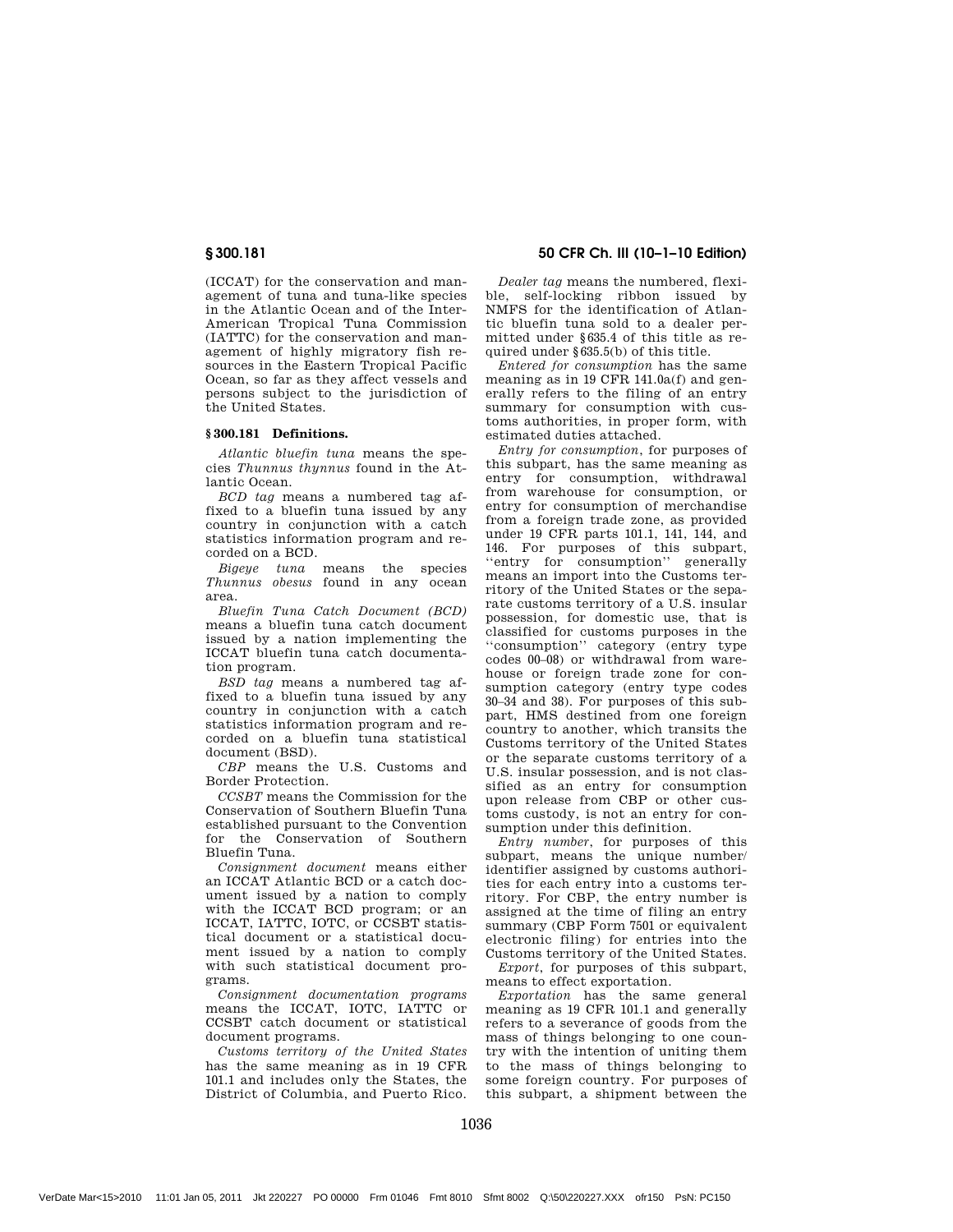(ICCAT) for the conservation and management of tuna and tuna-like species in the Atlantic Ocean and of the Inter-American Tropical Tuna Commission (IATTC) for the conservation and management of highly migratory fish resources in the Eastern Tropical Pacific Ocean, so far as they affect vessels and persons subject to the jurisdiction of the United States.

### § 300.181 Definitions.

*Atlantic bluefin tuna* means the species *Thunnus thynnus* found in the Atlantic Ocean.

*BCD tag* means a numbered tag affixed to a bluefin tuna issued by any country in conjunction with a catch statistics information program and recorded on a BCD.

*Bigeye tuna* means the species *Thunnus obesus* found in any ocean area.

*Bluefin Tuna Catch Document (BCD)* means a bluefin tuna catch document issued by a nation implementing the ICCAT bluefin tuna catch documentation program.

*BSD tag* means a numbered tag affixed to a bluefin tuna issued by any country in conjunction with a catch statistics information program and recorded on a bluefin tuna statistical document (BSD).

*CBP* means the U.S. Customs and Border Protection.

*CCSBT* means the Commission for the Conservation of Southern Bluefin Tuna established pursuant to the Convention for the Conservation of Southern Bluefin Tuna.

*Consignment document* means either an ICCAT Atlantic BCD or a catch document issued by a nation to comply with the ICCAT BCD program; or an ICCAT, IATTC, IOTC, or CCSBT statistical document or a statistical document issued by a nation to comply with such statistical document programs.

*Consignment documentation programs* means the ICCAT, IOTC, IATTC or CCSBT catch document or statistical document programs.

*Customs territory of the United States* has the same meaning as in 19 CFR 101.1 and includes only the States, the District of Columbia, and Puerto Rico.

*Dealer tag* means the numbered, flexible, self-locking ribbon issued by NMFS for the identification of Atlantic bluefin tuna sold to a dealer permitted under §635.4 of this title as required under §635.5(b) of this title.

*Entered for consumption* has the same meaning as in 19 CFR 141.0a(f) and generally refers to the filing of an entry summary for consumption with customs authorities, in proper form, with estimated duties attached.

*Entry for consumption*, for purposes of this subpart, has the same meaning as entry for consumption, withdrawal from warehouse for consumption, or entry for consumption of merchandise from a foreign trade zone, as provided under 19 CFR parts 101.1, 141, 144, and 146. For purposes of this subpart, "entry for consumption" generally means an import into the Customs territory of the United States or the separate customs territory of a U.S. insular possession, for domestic use, that is classified for customs purposes in the "consumption" category (entry type codes 00–08) or withdrawal from warehouse or foreign trade zone for consumption category (entry type codes 30–34 and 38). For purposes of this subpart, HMS destined from one foreign country to another, which transits the Customs territory of the United States or the separate customs territory of a U.S. insular possession, and is not classified as an entry for consumption upon release from CBP or other customs custody, is not an entry for consumption under this definition.

*Entry number*, for purposes of this subpart, means the unique number/identifier assigned by customs authorities for each entry into a customs territory. For CBP, the entry number is assigned at the time of filing an entry summary (CBP Form 7501 or equivalent electronic filing) for entries into the Customs territory of the United States.

*Export*, for purposes of this subpart, means to effect exportation.

*Exportation* has the same general meaning as 19 CFR 101.1 and generally refers to a severance of goods from the mass of things belonging to one country with the intention of uniting them to the mass of things belonging to some foreign country. For purposes of this subpart, a shipment between the